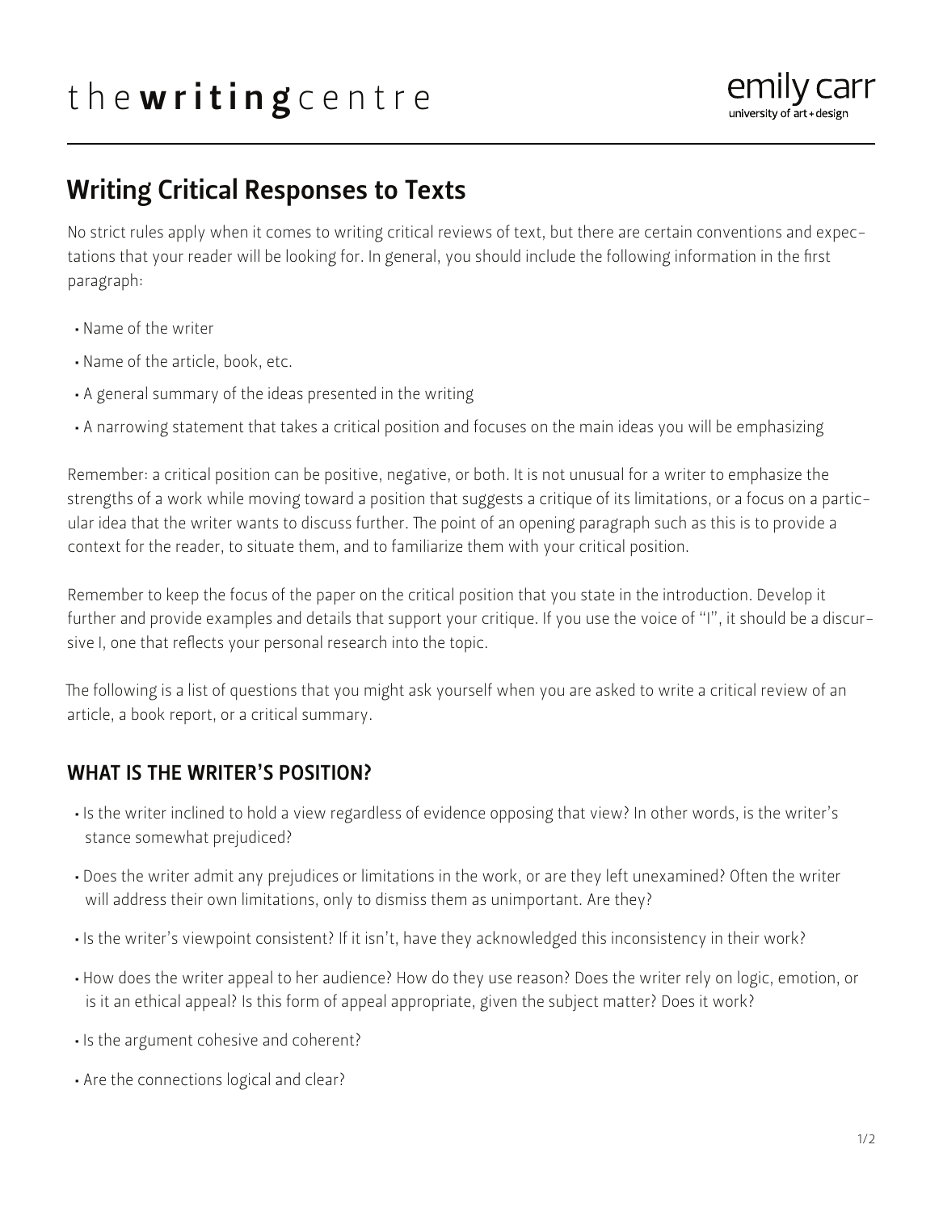# Writing Critical Responses to Texts

No strict rules apply when it comes to writing critical reviews of text, but there are certain conventions and expectations that your reader will be looking for. In general, you should include the following information in the first paragraph:

- Name of the writer
- Name of the article, book, etc.
- A general summary of the ideas presented in the writing
- A narrowing statement that takes a critical position and focuses on the main ideas you will be emphasizing

Remember: a critical position can be positive, negative, or both. It is not unusual for a writer to emphasize the strengths of a work while moving toward a position that suggests a critique of its limitations, or a focus on a particular idea that the writer wants to discuss further. The point of an opening paragraph such as this is to provide a context for the reader, to situate them, and to familiarize them with your critical position.

Remember to keep the focus of the paper on the critical position that you state in the introduction. Develop it further and provide examples and details that support your critique. If you use the voice of "I", it should be a discursive I, one that reflects your personal research into the topic.

The following is a list of questions that you might ask yourself when you are asked to write a critical review of an article, a book report, or a critical summary.

## WHAT IS THE WRITER'S POSITION?

- Is the writer inclined to hold a view regardless of evidence opposing that view? In other words, is the writer's stance somewhat prejudiced?
- Does the writer admit any prejudices or limitations in the work, or are they left unexamined? Often the writer will address their own limitations, only to dismiss them as unimportant. Are they?
- Is the writer's viewpoint consistent? If it isn't, have they acknowledged this inconsistency in their work?
- How does the writer appeal to her audience? How do they use reason? Does the writer rely on logic, emotion, or is it an ethical appeal? Is this form of appeal appropriate, given the subject matter? Does it work?
- Is the argument cohesive and coherent?
- Are the connections logical and clear?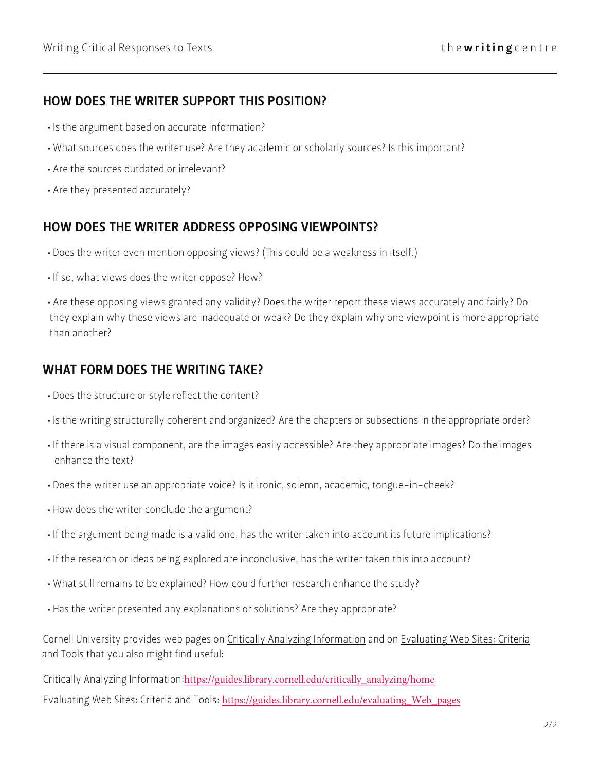## HOW DOES THE WRITER SUPPORT THIS POSITION?

- Is the argument based on accurate information?
- What sources does the writer use? Are they academic or scholarly sources? Is this important?
- Are the sources outdated or irrelevant?
- Are they presented accurately?

## HOW DOES THE WRITER ADDRESS OPPOSING VIEWPOINTS?

- Does the writer even mention opposing views? (This could be a weakness in itself.)
- If so, what views does the writer oppose? How?
- Are these opposing views granted any validity? Does the writer report these views accurately and fairly? Do they explain why these views are inadequate or weak? Do they explain why one viewpoint is more appropriate than another?

## WHAT FORM DOES THE WRITING TAKE?

- Does the structure or style reflect the content?
- Is the writing structurally coherent and organized? Are the chapters or subsections in the appropriate order?
- If there is a visual component, are the images easily accessible? Are they appropriate images? Do the images enhance the text?
- Does the writer use an appropriate voice? Is it ironic, solemn, academic, tongue-in-cheek?
- How does the writer conclude the argument?
- If the argument being made is a valid one, has the writer taken into account its future implications?
- If the research or ideas being explored are inconclusive, has the writer taken this into account?
- What still remains to be explained? How could further research enhance the study?
- Has the writer presented any explanations or solutions? Are they appropriate?

Cornell University provides web pages on Critically Analyzing Information and on Evaluating Web Sites: Criteria and Tools that you also might find useful:

Critically Analyzing Information: https://guides.library.cornell.edu/critically_analyzing/home

Evaluating Web Sites: Criteria and Tools: https://guides.library.cornell.edu/evaluating_Web_pages